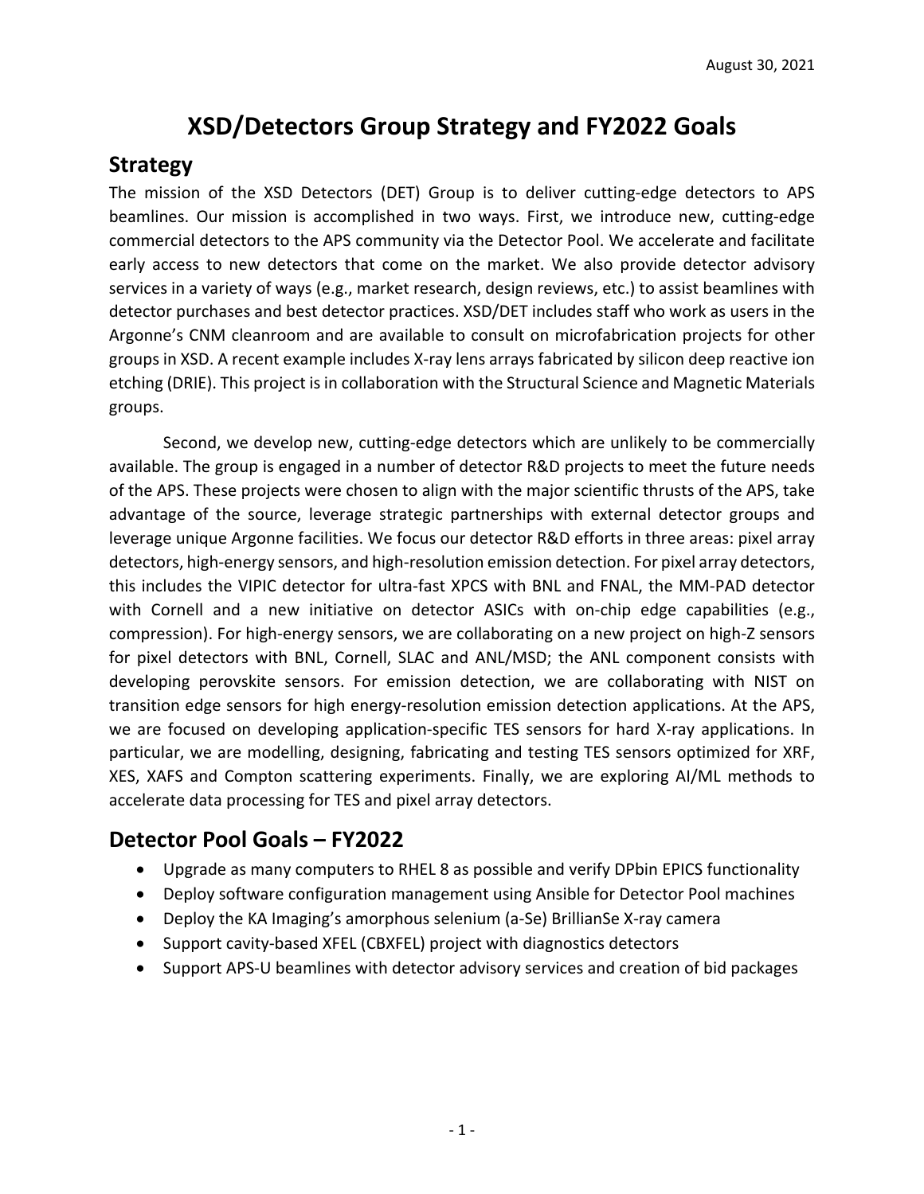August 30, 2021

# XSD/Detectors Group Strategy and FY2022 Goals

## Strategy

The mission of the XSD Detectors (DET) Group is to deliver cutting-edge detectors to APS beamlines. Our mission is accomplished in two ways. First, we introduce new, cutting-edge commercial detectors to the APS community via the Detector Pool. We accelerate and facilitate early access to new detectors that come on the market. We also provide detector advisory services in a variety of ways (e.g., market research, design reviews, etc.) to assist beamlines with detector purchases and best detector practices. XSD/DET includes staff who work as users in the Argonne's CNM cleanroom and are available to consult on microfabrication projects for other groups in XSD. A recent example includes X-ray lens arrays fabricated by silicon deep reactive ion etching (DRIE). This project is in collaboration with the Structural Science and Magnetic Materials groups.

Second, we develop new, cutting-edge detectors which are unlikely to be commercially available. The group is engaged in a number of detector R&D projects to meet the future needs of the APS. These projects were chosen to align with the major scientific thrusts of the APS, take advantage of the source, leverage strategic partnerships with external detector groups and leverage unique Argonne facilities. We focus our detector R&D efforts in three areas: pixel array detectors, high-energy sensors, and high-resolution emission detection. For pixel array detectors, this includes the VIPIC detector for ultra-fast XPCS with BNL and FNAL, the MM-PAD detector with Cornell and a new initiative on detector ASICs with on-chip edge capabilities (e.g., compression). For high-energy sensors, we are collaborating on a new project on high-Z sensors for pixel detectors with BNL, Cornell, SLAC and ANL/MSD; the ANL component consists with developing perovskite sensors. For emission detection, we are collaborating with NIST on transition edge sensors for high energy-resolution emission detection applications. At the APS, we are focused on developing application-specific TES sensors for hard X-ray applications. In particular, we are modelling, designing, fabricating and testing TES sensors optimized for XRF, XES, XAFS and Compton scattering experiments. Finally, we are exploring AI/ML methods to accelerate data processing for TES and pixel array detectors.

## Detector Pool Goals – FY2022

- Upgrade as many computers to RHEL 8 as possible and verify DPbin EPICS functionality
- Deploy software configuration management using Ansible for Detector Pool machines
- Deploy the KA Imaging's amorphous selenium (a-Se) BrillianSe X-ray camera
- Support cavity-based XFEL (CBXFEL) project with diagnostics detectors
- Support APS-U beamlines with detector advisory services and creation of bid packages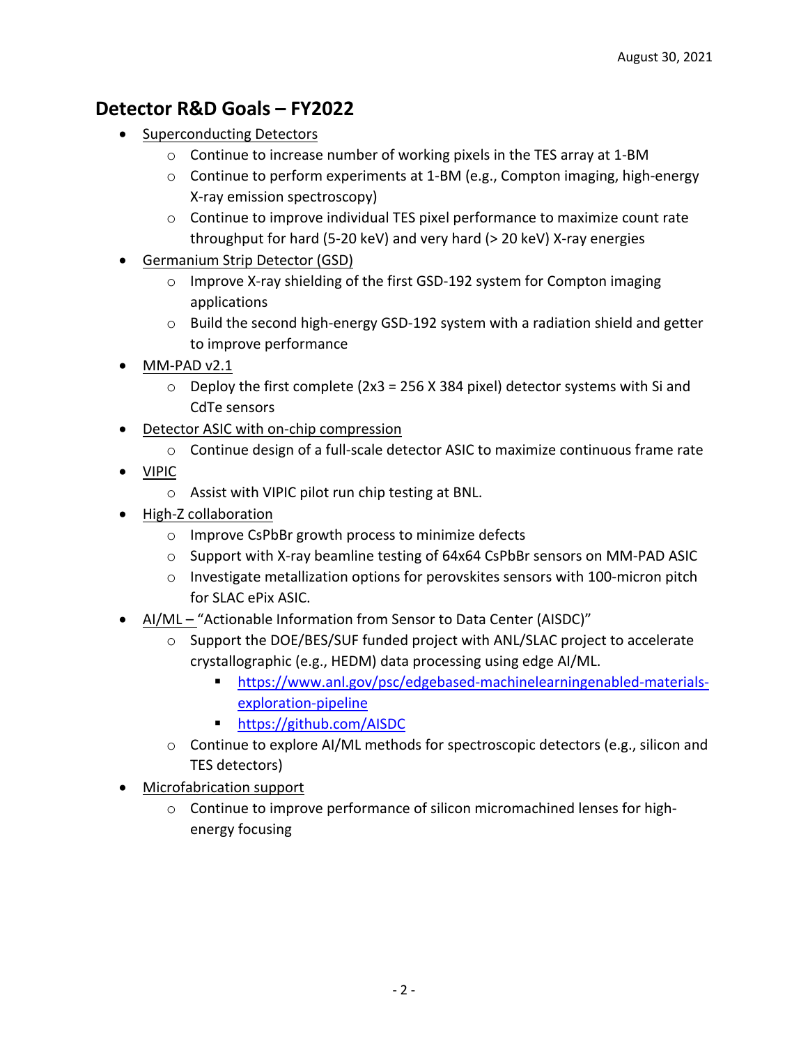August 30, 2021

## Detector R&D Goals – FY2022

- Superconducting Detectors
  - Continue to increase number of working pixels in the TES array at 1-BM
  - Continue to perform experiments at 1-BM (e.g., Compton imaging, high-energy X-ray emission spectroscopy)
  - Continue to improve individual TES pixel performance to maximize count rate throughput for hard (5-20 keV) and very hard (> 20 keV) X-ray energies
- Germanium Strip Detector (GSD)
  - Improve X-ray shielding of the first GSD-192 system for Compton imaging applications
  - Build the second high-energy GSD-192 system with a radiation shield and getter to improve performance
- MM-PAD v2.1
  - Deploy the first complete (2x3 = 256 X 384 pixel) detector systems with Si and CdTe sensors
- Detector ASIC with on-chip compression
  - Continue design of a full-scale detector ASIC to maximize continuous frame rate
- VIPIC
  - Assist with VIPIC pilot run chip testing at BNL.
- High-Z collaboration
  - Improve CsPbBr growth process to minimize defects
  - Support with X-ray beamline testing of 64x64 CsPbBr sensors on MM-PAD ASIC
  - Investigate metallization options for perovskites sensors with 100-micron pitch for SLAC ePix ASIC.
- AI/ML – "Actionable Information from Sensor to Data Center (AISDC)"
  - Support the DOE/BES/SUF funded project with ANL/SLAC project to accelerate crystallographic (e.g., HEDM) data processing using edge AI/ML.
    - https://www.anl.gov/psc/edgebased-machinelearningenabled-materials-exploration-pipeline
    - https://github.com/AISDC
  - Continue to explore AI/ML methods for spectroscopic detectors (e.g., silicon and TES detectors)
- Microfabrication support
  - Continue to improve performance of silicon micromachined lenses for high-energy focusing